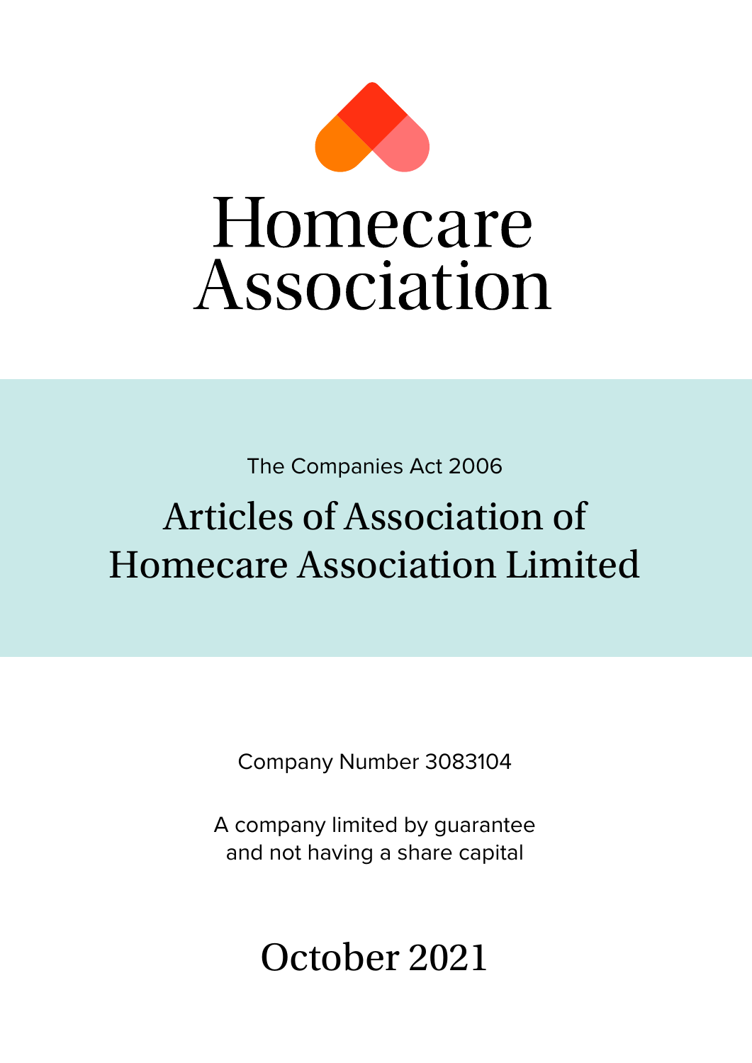# Homecare Association

The Companies Act 2006

## Articles of Association of Homecare Association Limited

Company Number 3083104

A company limited by guarantee
and not having a share capital

October 2021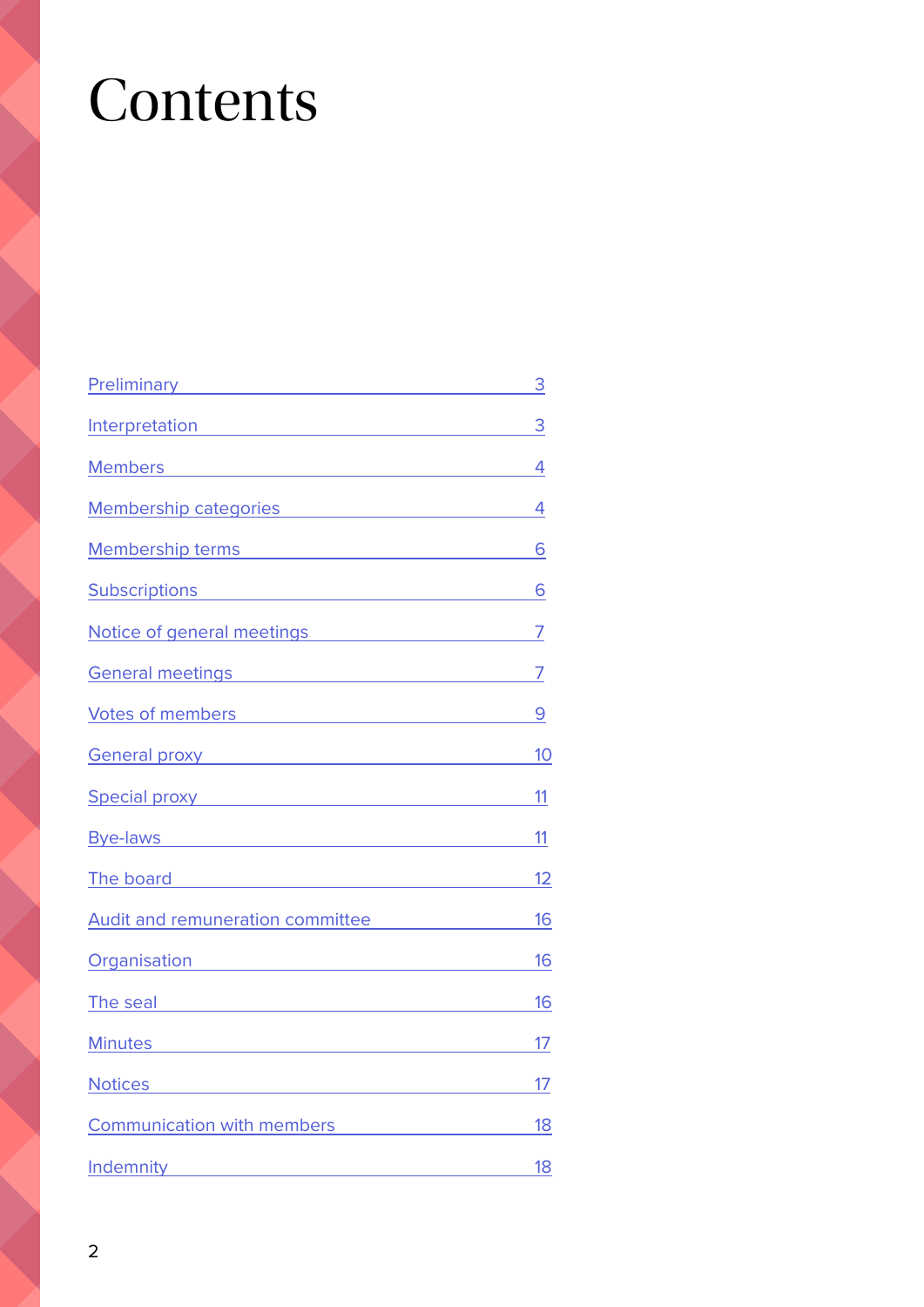# Contents

| | |
|---|---|
| Preliminary | 3 |
| Interpretation | 3 |
| Members | 4 |
| Membership categories | 4 |
| Membership terms | 6 |
| Subscriptions | 6 |
| Notice of general meetings | 7 |
| General meetings | 7 |
| Votes of members | 9 |
| General proxy | 10 |
| Special proxy | 11 |
| Bye-laws | 11 |
| The board | 12 |
| Audit and remuneration committee | 16 |
| Organisation | 16 |
| The seal | 16 |
| Minutes | 17 |
| Notices | 17 |
| Communication with members | 18 |
| Indemnity | 18 |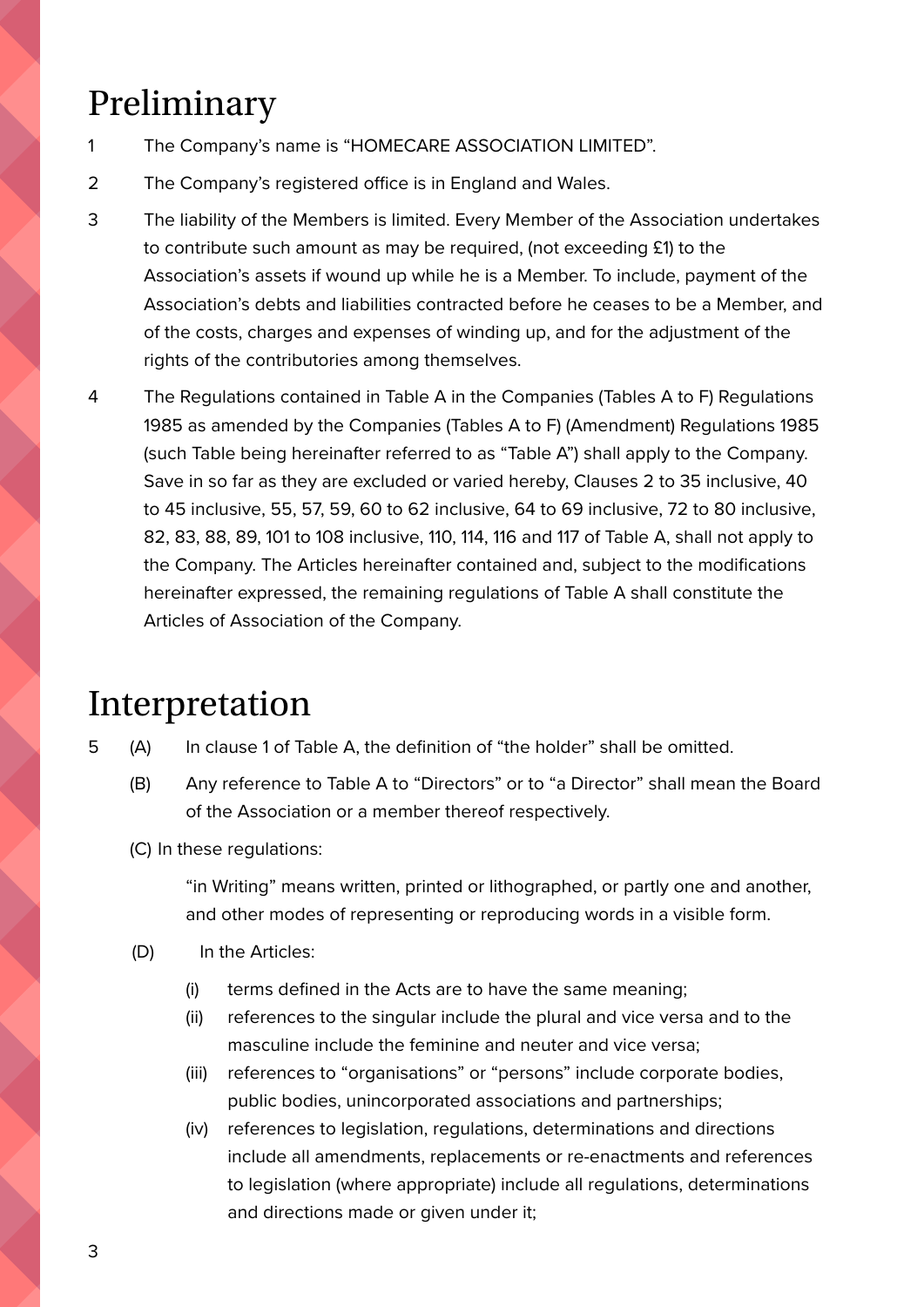# Preliminary

1 The Company's name is "HOMECARE ASSOCIATION LIMITED".

2 The Company's registered office is in England and Wales.

3 The liability of the Members is limited. Every Member of the Association undertakes to contribute such amount as may be required, (not exceeding £1) to the Association's assets if wound up while he is a Member. To include, payment of the Association's debts and liabilities contracted before he ceases to be a Member, and of the costs, charges and expenses of winding up, and for the adjustment of the rights of the contributories among themselves.

4 The Regulations contained in Table A in the Companies (Tables A to F) Regulations 1985 as amended by the Companies (Tables A to F) (Amendment) Regulations 1985 (such Table being hereinafter referred to as "Table A") shall apply to the Company. Save in so far as they are excluded or varied hereby, Clauses 2 to 35 inclusive, 40 to 45 inclusive, 55, 57, 59, 60 to 62 inclusive, 64 to 69 inclusive, 72 to 80 inclusive, 82, 83, 88, 89, 101 to 108 inclusive, 110, 114, 116 and 117 of Table A, shall not apply to the Company. The Articles hereinafter contained and, subject to the modifications hereinafter expressed, the remaining regulations of Table A shall constitute the Articles of Association of the Company.

# Interpretation

5 (A) In clause 1 of Table A, the definition of "the holder" shall be omitted.

(B) Any reference to Table A to "Directors" or to "a Director" shall mean the Board of the Association or a member thereof respectively.

(C) In these regulations:

"in Writing" means written, printed or lithographed, or partly one and another, and other modes of representing or reproducing words in a visible form.

(D) In the Articles:

(i) terms defined in the Acts are to have the same meaning;

(ii) references to the singular include the plural and vice versa and to the masculine include the feminine and neuter and vice versa;

(iii) references to "organisations" or "persons" include corporate bodies, public bodies, unincorporated associations and partnerships;

(iv) references to legislation, regulations, determinations and directions include all amendments, replacements or re-enactments and references to legislation (where appropriate) include all regulations, determinations and directions made or given under it;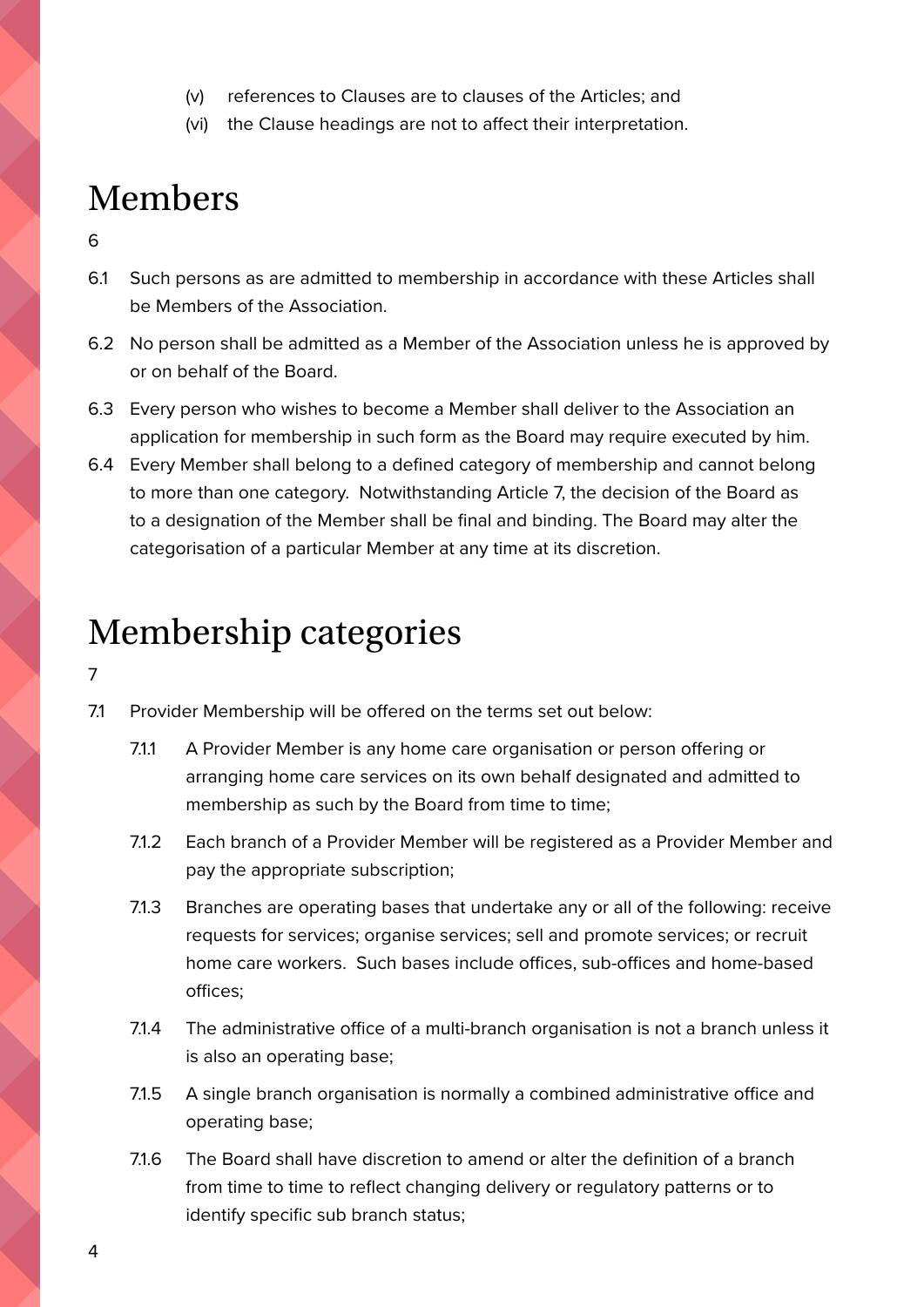(v) references to Clauses are to clauses of the Articles; and

(vi) the Clause headings are not to affect their interpretation.

# Members

6

6.1 Such persons as are admitted to membership in accordance with these Articles shall be Members of the Association.

6.2 No person shall be admitted as a Member of the Association unless he is approved by or on behalf of the Board.

6.3 Every person who wishes to become a Member shall deliver to the Association an application for membership in such form as the Board may require executed by him.

6.4 Every Member shall belong to a defined category of membership and cannot belong to more than one category. Notwithstanding Article 7, the decision of the Board as to a designation of the Member shall be final and binding. The Board may alter the categorisation of a particular Member at any time at its discretion.

# Membership categories

7

7.1 Provider Membership will be offered on the terms set out below:

7.1.1 A Provider Member is any home care organisation or person offering or arranging home care services on its own behalf designated and admitted to membership as such by the Board from time to time;

7.1.2 Each branch of a Provider Member will be registered as a Provider Member and pay the appropriate subscription;

7.1.3 Branches are operating bases that undertake any or all of the following: receive requests for services; organise services; sell and promote services; or recruit home care workers. Such bases include offices, sub-offices and home-based offices;

7.1.4 The administrative office of a multi-branch organisation is not a branch unless it is also an operating base;

7.1.5 A single branch organisation is normally a combined administrative office and operating base;

7.1.6 The Board shall have discretion to amend or alter the definition of a branch from time to time to reflect changing delivery or regulatory patterns or to identify specific sub branch status;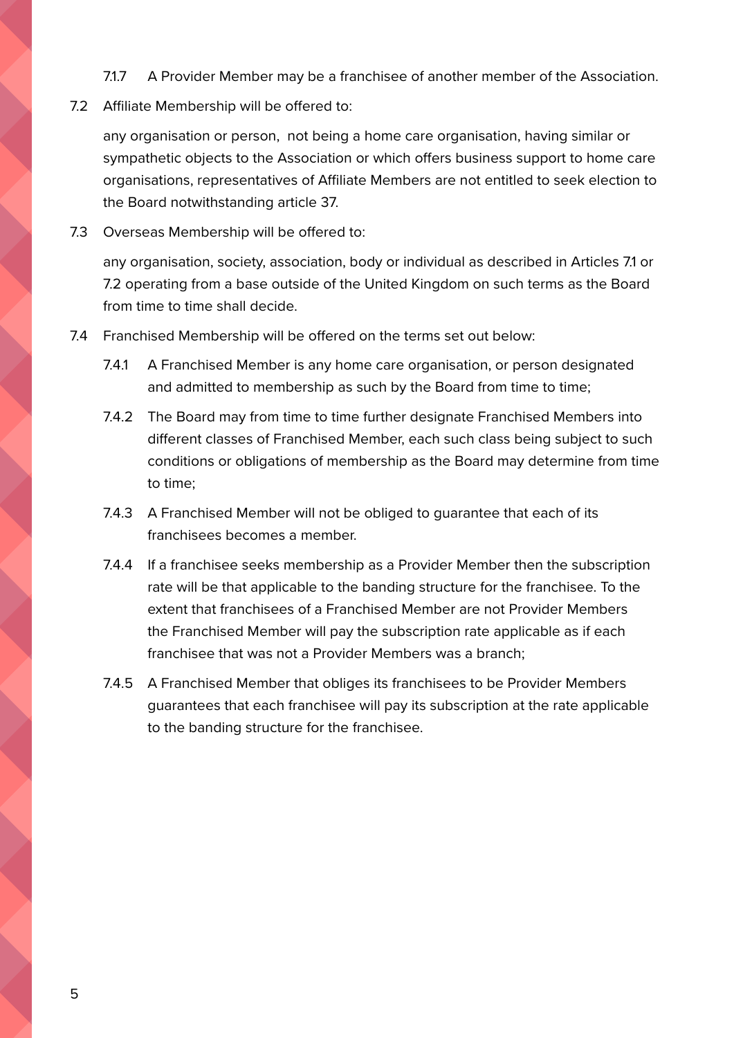7.1.7 A Provider Member may be a franchisee of another member of the Association.

7.2 Affiliate Membership will be offered to:

any organisation or person, not being a home care organisation, having similar or sympathetic objects to the Association or which offers business support to home care organisations, representatives of Affiliate Members are not entitled to seek election to the Board notwithstanding article 37.

7.3 Overseas Membership will be offered to:

any organisation, society, association, body or individual as described in Articles 7.1 or 7.2 operating from a base outside of the United Kingdom on such terms as the Board from time to time shall decide.

7.4 Franchised Membership will be offered on the terms set out below:

7.4.1 A Franchised Member is any home care organisation, or person designated and admitted to membership as such by the Board from time to time;

7.4.2 The Board may from time to time further designate Franchised Members into different classes of Franchised Member, each such class being subject to such conditions or obligations of membership as the Board may determine from time to time;

7.4.3 A Franchised Member will not be obliged to guarantee that each of its franchisees becomes a member.

7.4.4 If a franchisee seeks membership as a Provider Member then the subscription rate will be that applicable to the banding structure for the franchisee. To the extent that franchisees of a Franchised Member are not Provider Members the Franchised Member will pay the subscription rate applicable as if each franchisee that was not a Provider Members was a branch;

7.4.5 A Franchised Member that obliges its franchisees to be Provider Members guarantees that each franchisee will pay its subscription at the rate applicable to the banding structure for the franchisee.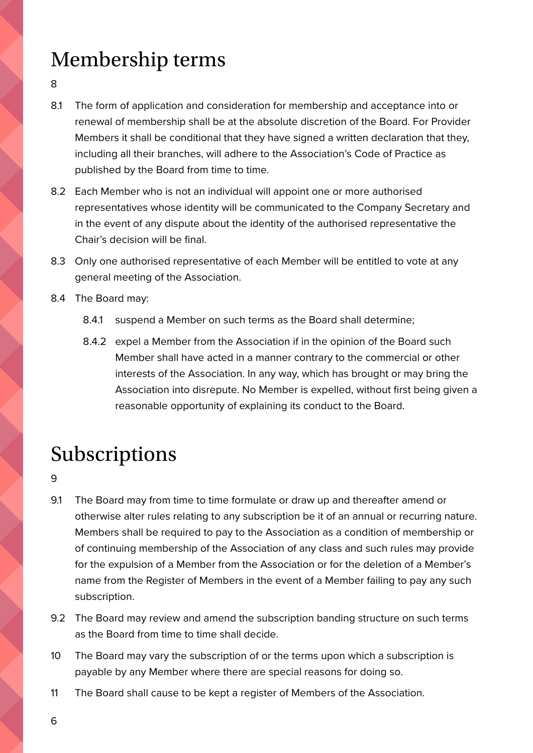# Membership terms

8

8.1 The form of application and consideration for membership and acceptance into or renewal of membership shall be at the absolute discretion of the Board. For Provider Members it shall be conditional that they have signed a written declaration that they, including all their branches, will adhere to the Association's Code of Practice as published by the Board from time to time.

8.2 Each Member who is not an individual will appoint one or more authorised representatives whose identity will be communicated to the Company Secretary and in the event of any dispute about the identity of the authorised representative the Chair's decision will be final.

8.3 Only one authorised representative of each Member will be entitled to vote at any general meeting of the Association.

8.4 The Board may:

8.4.1 suspend a Member on such terms as the Board shall determine;

8.4.2 expel a Member from the Association if in the opinion of the Board such Member shall have acted in a manner contrary to the commercial or other interests of the Association. In any way, which has brought or may bring the Association into disrepute. No Member is expelled, without first being given a reasonable opportunity of explaining its conduct to the Board.

# Subscriptions

9

9.1 The Board may from time to time formulate or draw up and thereafter amend or otherwise alter rules relating to any subscription be it of an annual or recurring nature. Members shall be required to pay to the Association as a condition of membership or of continuing membership of the Association of any class and such rules may provide for the expulsion of a Member from the Association or for the deletion of a Member's name from the Register of Members in the event of a Member failing to pay any such subscription.

9.2 The Board may review and amend the subscription banding structure on such terms as the Board from time to time shall decide.

10 The Board may vary the subscription of or the terms upon which a subscription is payable by any Member where there are special reasons for doing so.

11 The Board shall cause to be kept a register of Members of the Association.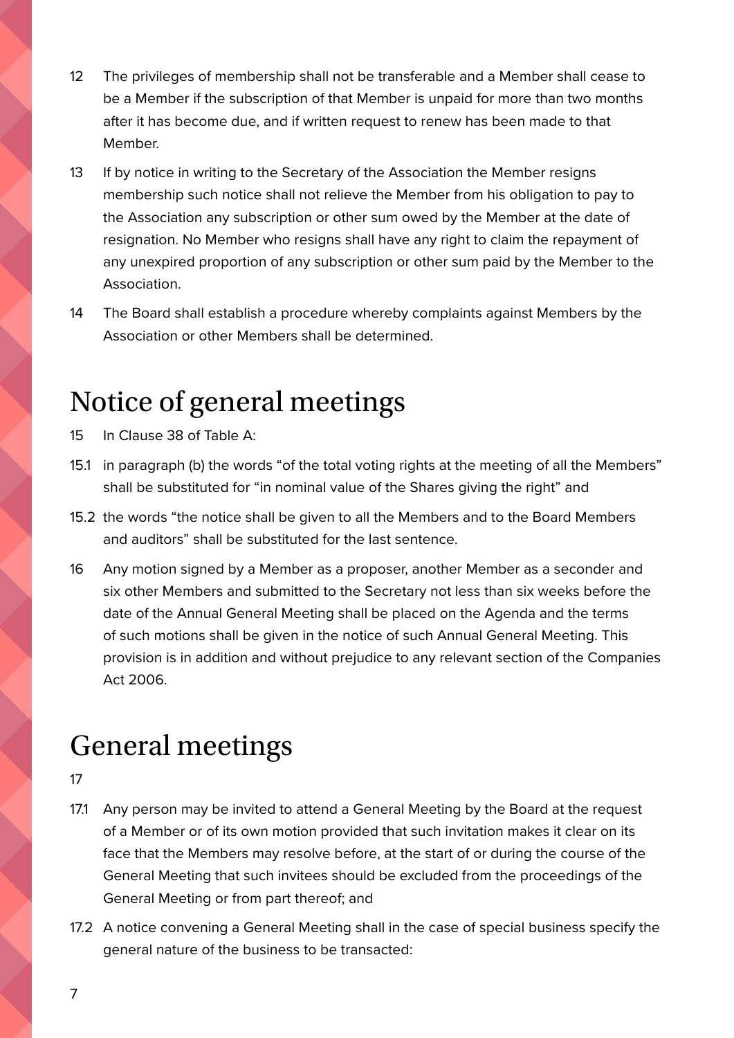12 The privileges of membership shall not be transferable and a Member shall cease to be a Member if the subscription of that Member is unpaid for more than two months after it has become due, and if written request to renew has been made to that Member.

13 If by notice in writing to the Secretary of the Association the Member resigns membership such notice shall not relieve the Member from his obligation to pay to the Association any subscription or other sum owed by the Member at the date of resignation. No Member who resigns shall have any right to claim the repayment of any unexpired proportion of any subscription or other sum paid by the Member to the Association.

14 The Board shall establish a procedure whereby complaints against Members by the Association or other Members shall be determined.

# Notice of general meetings

15 In Clause 38 of Table A:

15.1 in paragraph (b) the words "of the total voting rights at the meeting of all the Members" shall be substituted for "in nominal value of the Shares giving the right" and

15.2 the words "the notice shall be given to all the Members and to the Board Members and auditors" shall be substituted for the last sentence.

16 Any motion signed by a Member as a proposer, another Member as a seconder and six other Members and submitted to the Secretary not less than six weeks before the date of the Annual General Meeting shall be placed on the Agenda and the terms of such motions shall be given in the notice of such Annual General Meeting. This provision is in addition and without prejudice to any relevant section of the Companies Act 2006.

# General meetings

17

17.1 Any person may be invited to attend a General Meeting by the Board at the request of a Member or of its own motion provided that such invitation makes it clear on its face that the Members may resolve before, at the start of or during the course of the General Meeting that such invitees should be excluded from the proceedings of the General Meeting or from part thereof; and

17.2 A notice convening a General Meeting shall in the case of special business specify the general nature of the business to be transacted: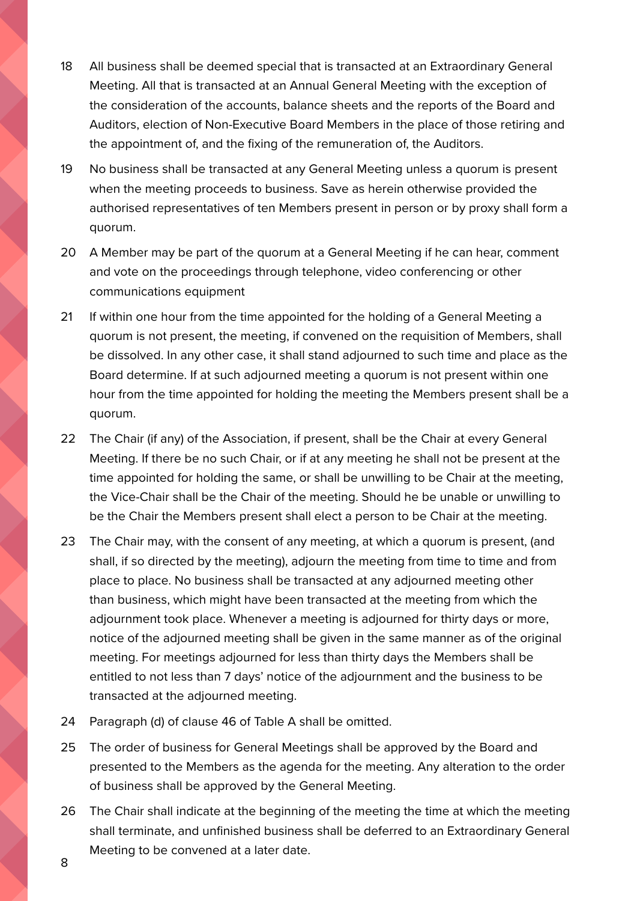18 All business shall be deemed special that is transacted at an Extraordinary General Meeting. All that is transacted at an Annual General Meeting with the exception of the consideration of the accounts, balance sheets and the reports of the Board and Auditors, election of Non-Executive Board Members in the place of those retiring and the appointment of, and the fixing of the remuneration of, the Auditors.

19 No business shall be transacted at any General Meeting unless a quorum is present when the meeting proceeds to business. Save as herein otherwise provided the authorised representatives of ten Members present in person or by proxy shall form a quorum.

20 A Member may be part of the quorum at a General Meeting if he can hear, comment and vote on the proceedings through telephone, video conferencing or other communications equipment

21 If within one hour from the time appointed for the holding of a General Meeting a quorum is not present, the meeting, if convened on the requisition of Members, shall be dissolved. In any other case, it shall stand adjourned to such time and place as the Board determine. If at such adjourned meeting a quorum is not present within one hour from the time appointed for holding the meeting the Members present shall be a quorum.

22 The Chair (if any) of the Association, if present, shall be the Chair at every General Meeting. If there be no such Chair, or if at any meeting he shall not be present at the time appointed for holding the same, or shall be unwilling to be Chair at the meeting, the Vice-Chair shall be the Chair of the meeting. Should he be unable or unwilling to be the Chair the Members present shall elect a person to be Chair at the meeting.

23 The Chair may, with the consent of any meeting, at which a quorum is present, (and shall, if so directed by the meeting), adjourn the meeting from time to time and from place to place. No business shall be transacted at any adjourned meeting other than business, which might have been transacted at the meeting from which the adjournment took place. Whenever a meeting is adjourned for thirty days or more, notice of the adjourned meeting shall be given in the same manner as of the original meeting. For meetings adjourned for less than thirty days the Members shall be entitled to not less than 7 days' notice of the adjournment and the business to be transacted at the adjourned meeting.

24 Paragraph (d) of clause 46 of Table A shall be omitted.

25 The order of business for General Meetings shall be approved by the Board and presented to the Members as the agenda for the meeting. Any alteration to the order of business shall be approved by the General Meeting.

26 The Chair shall indicate at the beginning of the meeting the time at which the meeting shall terminate, and unfinished business shall be deferred to an Extraordinary General Meeting to be convened at a later date.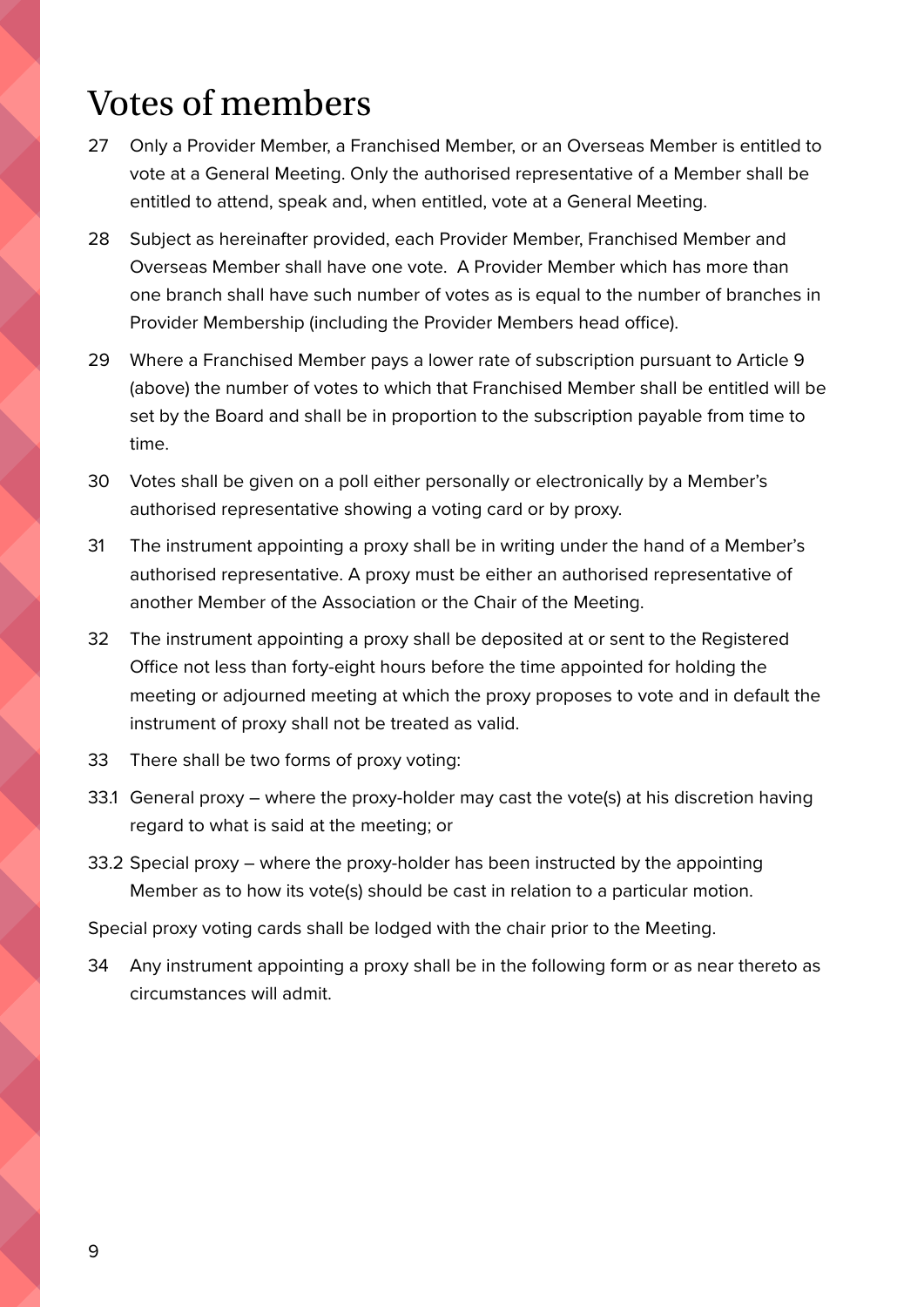# Votes of members

27 Only a Provider Member, a Franchised Member, or an Overseas Member is entitled to vote at a General Meeting. Only the authorised representative of a Member shall be entitled to attend, speak and, when entitled, vote at a General Meeting.

28 Subject as hereinafter provided, each Provider Member, Franchised Member and Overseas Member shall have one vote. A Provider Member which has more than one branch shall have such number of votes as is equal to the number of branches in Provider Membership (including the Provider Members head office).

29 Where a Franchised Member pays a lower rate of subscription pursuant to Article 9 (above) the number of votes to which that Franchised Member shall be entitled will be set by the Board and shall be in proportion to the subscription payable from time to time.

30 Votes shall be given on a poll either personally or electronically by a Member's authorised representative showing a voting card or by proxy.

31 The instrument appointing a proxy shall be in writing under the hand of a Member's authorised representative. A proxy must be either an authorised representative of another Member of the Association or the Chair of the Meeting.

32 The instrument appointing a proxy shall be deposited at or sent to the Registered Office not less than forty-eight hours before the time appointed for holding the meeting or adjourned meeting at which the proxy proposes to vote and in default the instrument of proxy shall not be treated as valid.

33 There shall be two forms of proxy voting:

33.1 General proxy – where the proxy-holder may cast the vote(s) at his discretion having regard to what is said at the meeting; or

33.2 Special proxy – where the proxy-holder has been instructed by the appointing Member as to how its vote(s) should be cast in relation to a particular motion.

Special proxy voting cards shall be lodged with the chair prior to the Meeting.

34 Any instrument appointing a proxy shall be in the following form or as near thereto as circumstances will admit.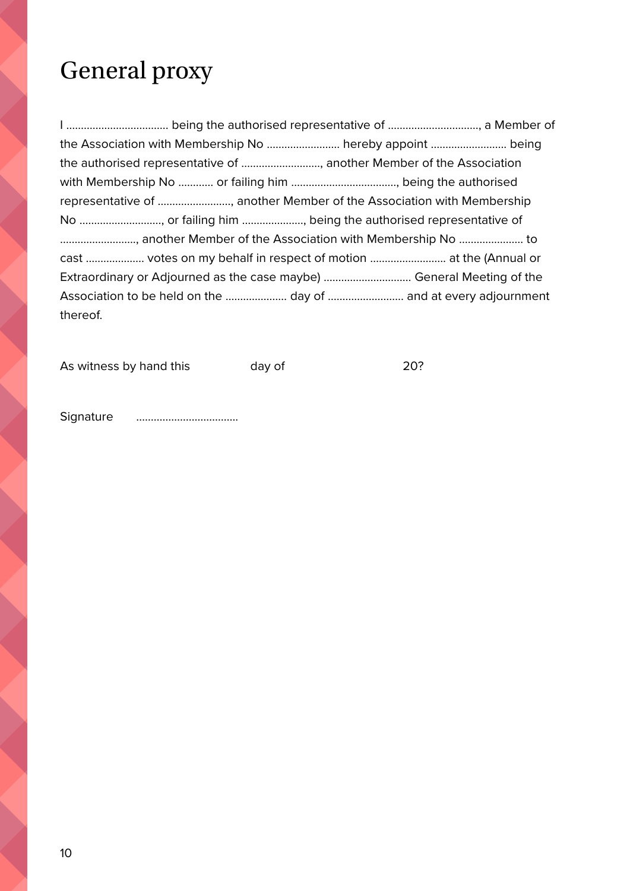# General proxy

I ................................... being the authorised representative of ..............................., a Member of the Association with Membership No ......................... hereby appoint .......................... being the authorised representative of ..........................., another Member of the Association with Membership No ............ or failing him ...................................., being the authorised representative of ........................., another Member of the Association with Membership No ............................, or failing him ....................., being the authorised representative of .........................., another Member of the Association with Membership No ...................... to cast .................... votes on my behalf in respect of motion .......................... at the (Annual or Extraordinary or Adjourned as the case maybe) .............................. General Meeting of the Association to be held on the ..................... day of .......................... and at every adjournment thereof.

As witness by hand this day of 20?

Signature ...................................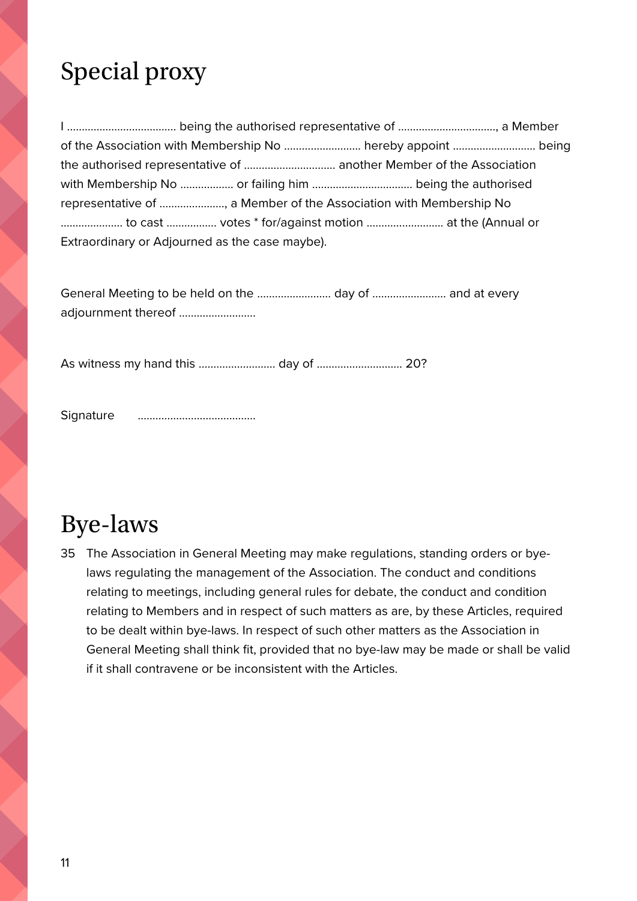# Special proxy

I ..................................... being the authorised representative of ................................., a Member of the Association with Membership No .......................... hereby appoint ............................ being the authorised representative of ............................... another Member of the Association with Membership No .................. or failing him .................................. being the authorised representative of ......................, a Member of the Association with Membership No ..................... to cast ................. votes * for/against motion .......................... at the (Annual or Extraordinary or Adjourned as the case maybe).

General Meeting to be held on the ......................... day of ......................... and at every adjournment thereof ..........................

As witness my hand this .......................... day of ............................ 20?

Signature ........................................

# Bye-laws

35 The Association in General Meeting may make regulations, standing orders or bye-laws regulating the management of the Association. The conduct and conditions relating to meetings, including general rules for debate, the conduct and condition relating to Members and in respect of such matters as are, by these Articles, required to be dealt within bye-laws. In respect of such other matters as the Association in General Meeting shall think fit, provided that no bye-law may be made or shall be valid if it shall contravene or be inconsistent with the Articles.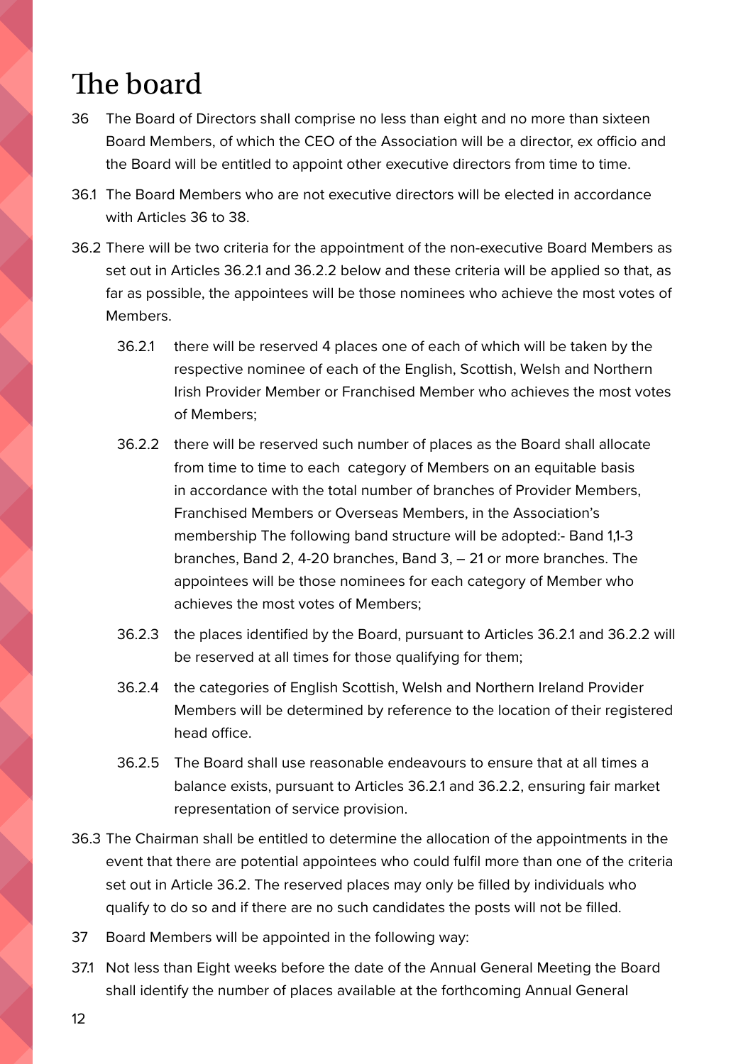# The board

36 The Board of Directors shall comprise no less than eight and no more than sixteen Board Members, of which the CEO of the Association will be a director, ex officio and the Board will be entitled to appoint other executive directors from time to time.

36.1 The Board Members who are not executive directors will be elected in accordance with Articles 36 to 38.

36.2 There will be two criteria for the appointment of the non-executive Board Members as set out in Articles 36.2.1 and 36.2.2 below and these criteria will be applied so that, as far as possible, the appointees will be those nominees who achieve the most votes of Members.

- 36.2.1 there will be reserved 4 places one of each of which will be taken by the respective nominee of each of the English, Scottish, Welsh and Northern Irish Provider Member or Franchised Member who achieves the most votes of Members;
- 36.2.2 there will be reserved such number of places as the Board shall allocate from time to time to each category of Members on an equitable basis in accordance with the total number of branches of Provider Members, Franchised Members or Overseas Members, in the Association's membership The following band structure will be adopted:- Band 1,1-3 branches, Band 2, 4-20 branches, Band 3, – 21 or more branches. The appointees will be those nominees for each category of Member who achieves the most votes of Members;
- 36.2.3 the places identified by the Board, pursuant to Articles 36.2.1 and 36.2.2 will be reserved at all times for those qualifying for them;
- 36.2.4 the categories of English Scottish, Welsh and Northern Ireland Provider Members will be determined by reference to the location of their registered head office.
- 36.2.5 The Board shall use reasonable endeavours to ensure that at all times a balance exists, pursuant to Articles 36.2.1 and 36.2.2, ensuring fair market representation of service provision.

36.3 The Chairman shall be entitled to determine the allocation of the appointments in the event that there are potential appointees who could fulfil more than one of the criteria set out in Article 36.2. The reserved places may only be filled by individuals who qualify to do so and if there are no such candidates the posts will not be filled.

37 Board Members will be appointed in the following way:

37.1 Not less than Eight weeks before the date of the Annual General Meeting the Board shall identify the number of places available at the forthcoming Annual General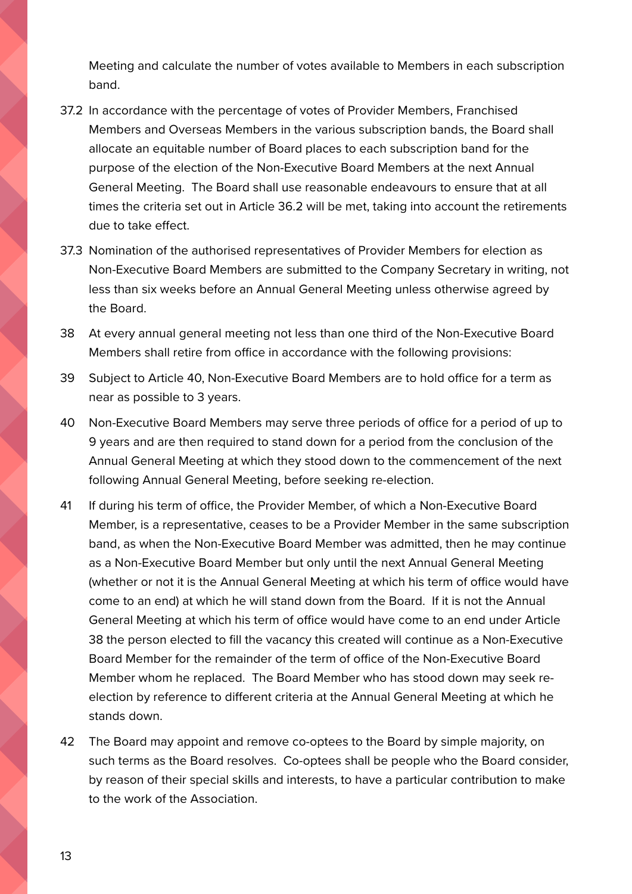Meeting and calculate the number of votes available to Members in each subscription band.

37.2 In accordance with the percentage of votes of Provider Members, Franchised Members and Overseas Members in the various subscription bands, the Board shall allocate an equitable number of Board places to each subscription band for the purpose of the election of the Non-Executive Board Members at the next Annual General Meeting. The Board shall use reasonable endeavours to ensure that at all times the criteria set out in Article 36.2 will be met, taking into account the retirements due to take effect.

37.3 Nomination of the authorised representatives of Provider Members for election as Non-Executive Board Members are submitted to the Company Secretary in writing, not less than six weeks before an Annual General Meeting unless otherwise agreed by the Board.

38 At every annual general meeting not less than one third of the Non-Executive Board Members shall retire from office in accordance with the following provisions:

39 Subject to Article 40, Non-Executive Board Members are to hold office for a term as near as possible to 3 years.

40 Non-Executive Board Members may serve three periods of office for a period of up to 9 years and are then required to stand down for a period from the conclusion of the Annual General Meeting at which they stood down to the commencement of the next following Annual General Meeting, before seeking re-election.

41 If during his term of office, the Provider Member, of which a Non-Executive Board Member, is a representative, ceases to be a Provider Member in the same subscription band, as when the Non-Executive Board Member was admitted, then he may continue as a Non-Executive Board Member but only until the next Annual General Meeting (whether or not it is the Annual General Meeting at which his term of office would have come to an end) at which he will stand down from the Board. If it is not the Annual General Meeting at which his term of office would have come to an end under Article 38 the person elected to fill the vacancy this created will continue as a Non-Executive Board Member for the remainder of the term of office of the Non-Executive Board Member whom he replaced. The Board Member who has stood down may seek re-election by reference to different criteria at the Annual General Meeting at which he stands down.

42 The Board may appoint and remove co-optees to the Board by simple majority, on such terms as the Board resolves. Co-optees shall be people who the Board consider, by reason of their special skills and interests, to have a particular contribution to make to the work of the Association.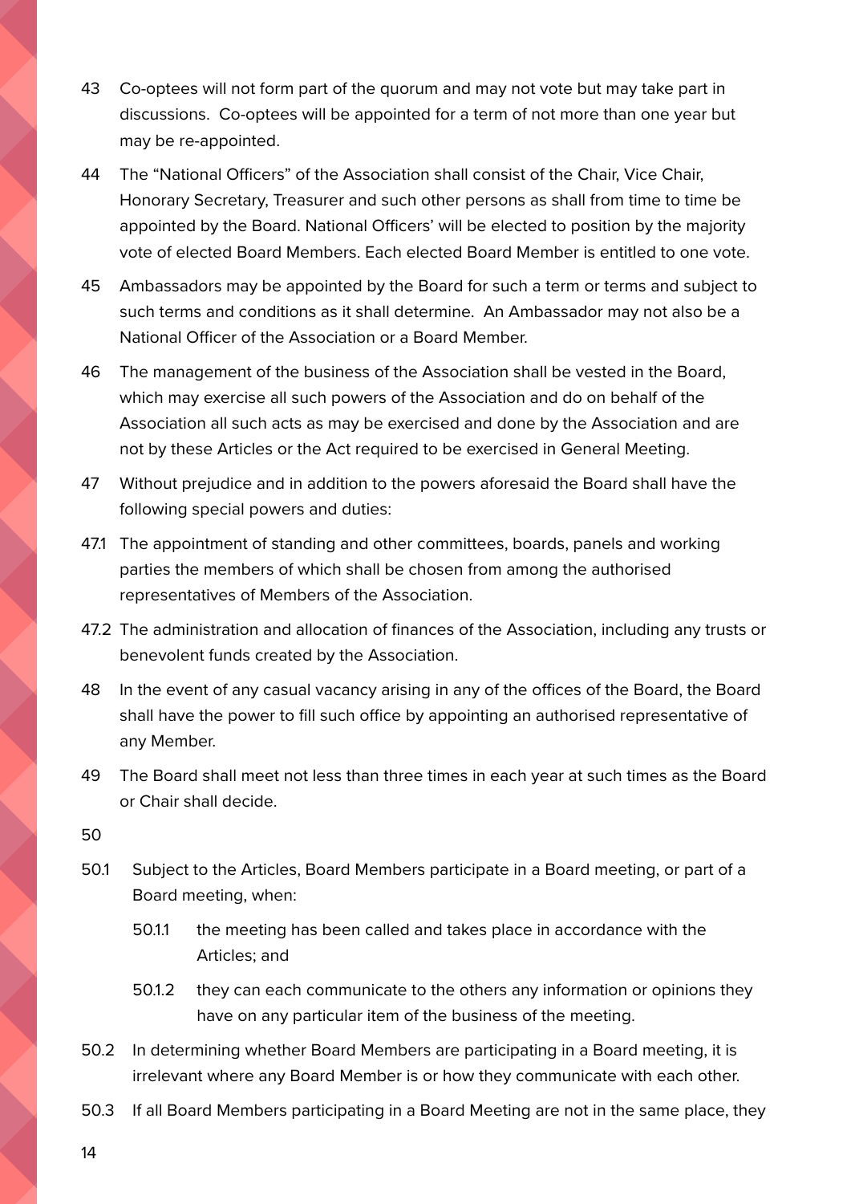43 Co-optees will not form part of the quorum and may not vote but may take part in discussions. Co-optees will be appointed for a term of not more than one year but may be re-appointed.

44 The "National Officers" of the Association shall consist of the Chair, Vice Chair, Honorary Secretary, Treasurer and such other persons as shall from time to time be appointed by the Board. National Officers' will be elected to position by the majority vote of elected Board Members. Each elected Board Member is entitled to one vote.

45 Ambassadors may be appointed by the Board for such a term or terms and subject to such terms and conditions as it shall determine. An Ambassador may not also be a National Officer of the Association or a Board Member.

46 The management of the business of the Association shall be vested in the Board, which may exercise all such powers of the Association and do on behalf of the Association all such acts as may be exercised and done by the Association and are not by these Articles or the Act required to be exercised in General Meeting.

47 Without prejudice and in addition to the powers aforesaid the Board shall have the following special powers and duties:

47.1 The appointment of standing and other committees, boards, panels and working parties the members of which shall be chosen from among the authorised representatives of Members of the Association.

47.2 The administration and allocation of finances of the Association, including any trusts or benevolent funds created by the Association.

48 In the event of any casual vacancy arising in any of the offices of the Board, the Board shall have the power to fill such office by appointing an authorised representative of any Member.

49 The Board shall meet not less than three times in each year at such times as the Board or Chair shall decide.

50

50.1 Subject to the Articles, Board Members participate in a Board meeting, or part of a Board meeting, when:

50.1.1 the meeting has been called and takes place in accordance with the Articles; and

50.1.2 they can each communicate to the others any information or opinions they have on any particular item of the business of the meeting.

50.2 In determining whether Board Members are participating in a Board meeting, it is irrelevant where any Board Member is or how they communicate with each other.

50.3 If all Board Members participating in a Board Meeting are not in the same place, they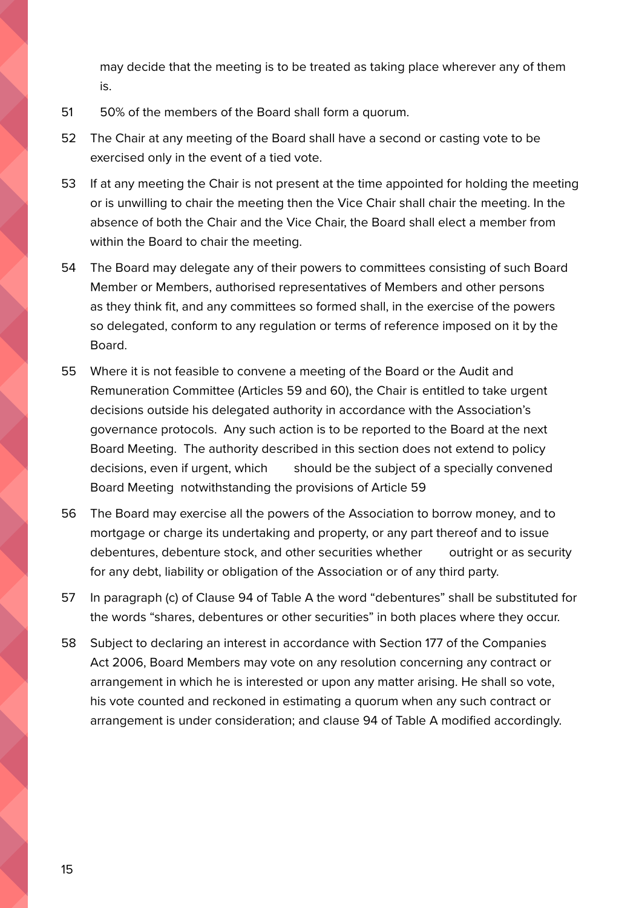may decide that the meeting is to be treated as taking place wherever any of them is.

51 50% of the members of the Board shall form a quorum.

52 The Chair at any meeting of the Board shall have a second or casting vote to be exercised only in the event of a tied vote.

53 If at any meeting the Chair is not present at the time appointed for holding the meeting or is unwilling to chair the meeting then the Vice Chair shall chair the meeting. In the absence of both the Chair and the Vice Chair, the Board shall elect a member from within the Board to chair the meeting.

54 The Board may delegate any of their powers to committees consisting of such Board Member or Members, authorised representatives of Members and other persons as they think fit, and any committees so formed shall, in the exercise of the powers so delegated, conform to any regulation or terms of reference imposed on it by the Board.

55 Where it is not feasible to convene a meeting of the Board or the Audit and Remuneration Committee (Articles 59 and 60), the Chair is entitled to take urgent decisions outside his delegated authority in accordance with the Association's governance protocols. Any such action is to be reported to the Board at the next Board Meeting. The authority described in this section does not extend to policy decisions, even if urgent, which should be the subject of a specially convened Board Meeting notwithstanding the provisions of Article 59

56 The Board may exercise all the powers of the Association to borrow money, and to mortgage or charge its undertaking and property, or any part thereof and to issue debentures, debenture stock, and other securities whether outright or as security for any debt, liability or obligation of the Association or of any third party.

57 In paragraph (c) of Clause 94 of Table A the word "debentures" shall be substituted for the words "shares, debentures or other securities" in both places where they occur.

58 Subject to declaring an interest in accordance with Section 177 of the Companies Act 2006, Board Members may vote on any resolution concerning any contract or arrangement in which he is interested or upon any matter arising. He shall so vote, his vote counted and reckoned in estimating a quorum when any such contract or arrangement is under consideration; and clause 94 of Table A modified accordingly.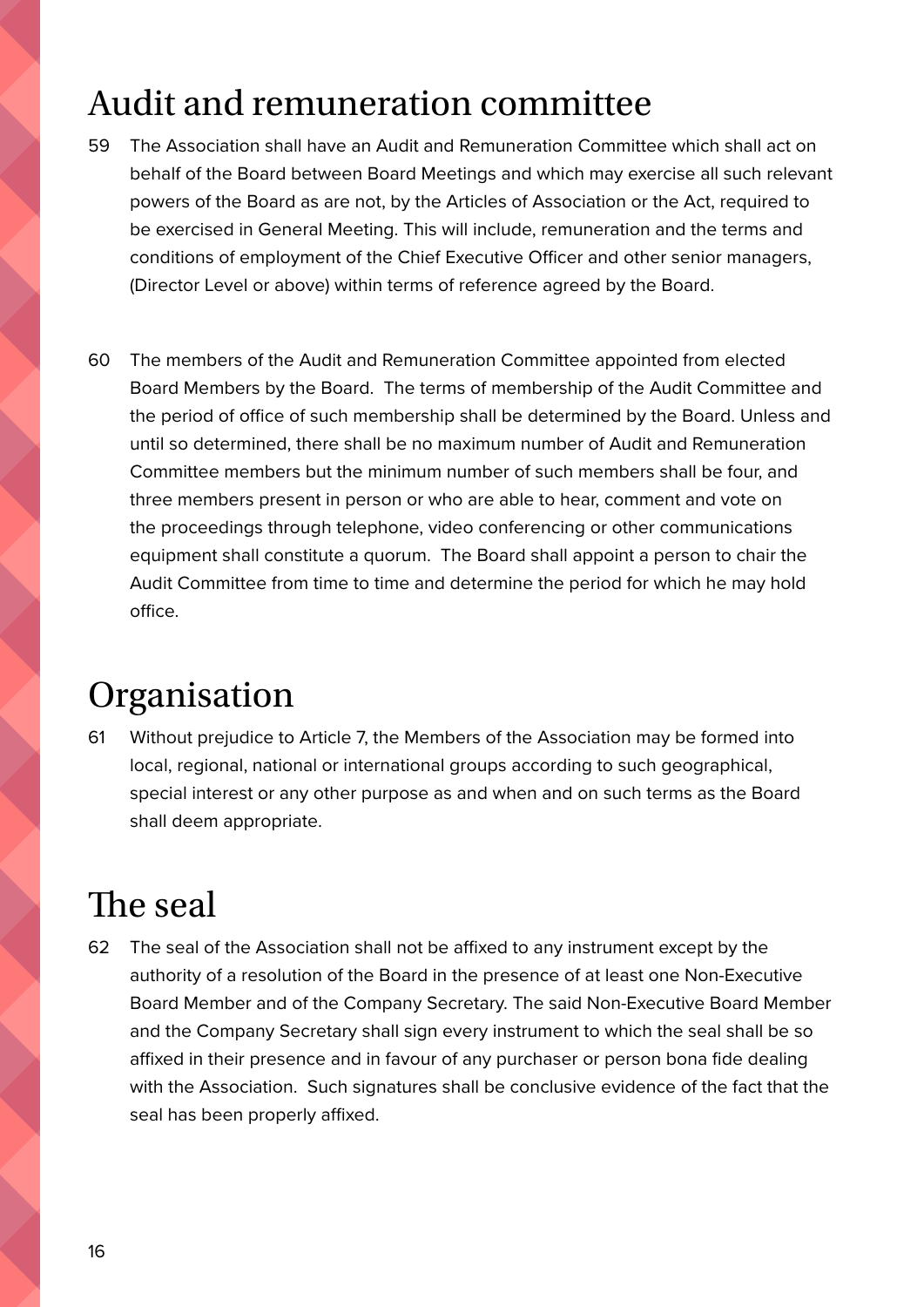## Audit and remuneration committee

59 The Association shall have an Audit and Remuneration Committee which shall act on behalf of the Board between Board Meetings and which may exercise all such relevant powers of the Board as are not, by the Articles of Association or the Act, required to be exercised in General Meeting. This will include, remuneration and the terms and conditions of employment of the Chief Executive Officer and other senior managers, (Director Level or above) within terms of reference agreed by the Board.

60 The members of the Audit and Remuneration Committee appointed from elected Board Members by the Board. The terms of membership of the Audit Committee and the period of office of such membership shall be determined by the Board. Unless and until so determined, there shall be no maximum number of Audit and Remuneration Committee members but the minimum number of such members shall be four, and three members present in person or who are able to hear, comment and vote on the proceedings through telephone, video conferencing or other communications equipment shall constitute a quorum. The Board shall appoint a person to chair the Audit Committee from time to time and determine the period for which he may hold office.

## Organisation

61 Without prejudice to Article 7, the Members of the Association may be formed into local, regional, national or international groups according to such geographical, special interest or any other purpose as and when and on such terms as the Board shall deem appropriate.

## The seal

62 The seal of the Association shall not be affixed to any instrument except by the authority of a resolution of the Board in the presence of at least one Non-Executive Board Member and of the Company Secretary. The said Non-Executive Board Member and the Company Secretary shall sign every instrument to which the seal shall be so affixed in their presence and in favour of any purchaser or person bona fide dealing with the Association. Such signatures shall be conclusive evidence of the fact that the seal has been properly affixed.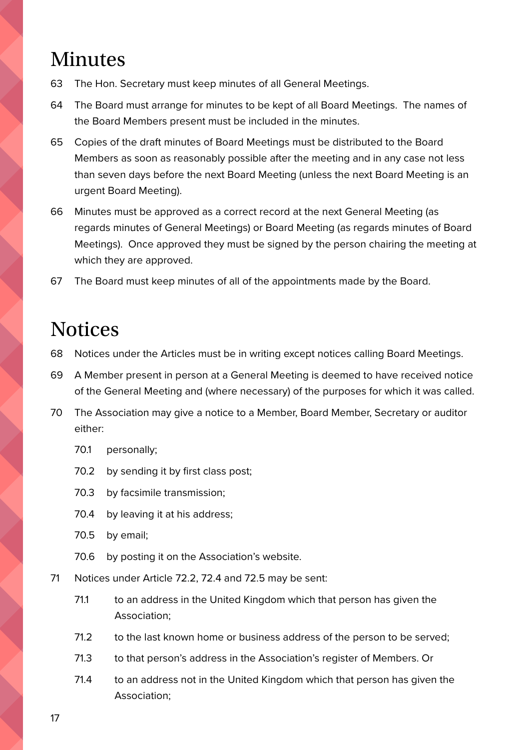## Minutes

63 The Hon. Secretary must keep minutes of all General Meetings.

64 The Board must arrange for minutes to be kept of all Board Meetings. The names of the Board Members present must be included in the minutes.

65 Copies of the draft minutes of Board Meetings must be distributed to the Board Members as soon as reasonably possible after the meeting and in any case not less than seven days before the next Board Meeting (unless the next Board Meeting is an urgent Board Meeting).

66 Minutes must be approved as a correct record at the next General Meeting (as regards minutes of General Meetings) or Board Meeting (as regards minutes of Board Meetings). Once approved they must be signed by the person chairing the meeting at which they are approved.

67 The Board must keep minutes of all of the appointments made by the Board.

## Notices

68 Notices under the Articles must be in writing except notices calling Board Meetings.

69 A Member present in person at a General Meeting is deemed to have received notice of the General Meeting and (where necessary) of the purposes for which it was called.

70 The Association may give a notice to a Member, Board Member, Secretary or auditor either:

- 70.1 personally;
- 70.2 by sending it by first class post;
- 70.3 by facsimile transmission;
- 70.4 by leaving it at his address;
- 70.5 by email;
- 70.6 by posting it on the Association's website.

71 Notices under Article 72.2, 72.4 and 72.5 may be sent:

- 71.1 to an address in the United Kingdom which that person has given the Association;
- 71.2 to the last known home or business address of the person to be served;
- 71.3 to that person's address in the Association's register of Members. Or
- 71.4 to an address not in the United Kingdom which that person has given the Association;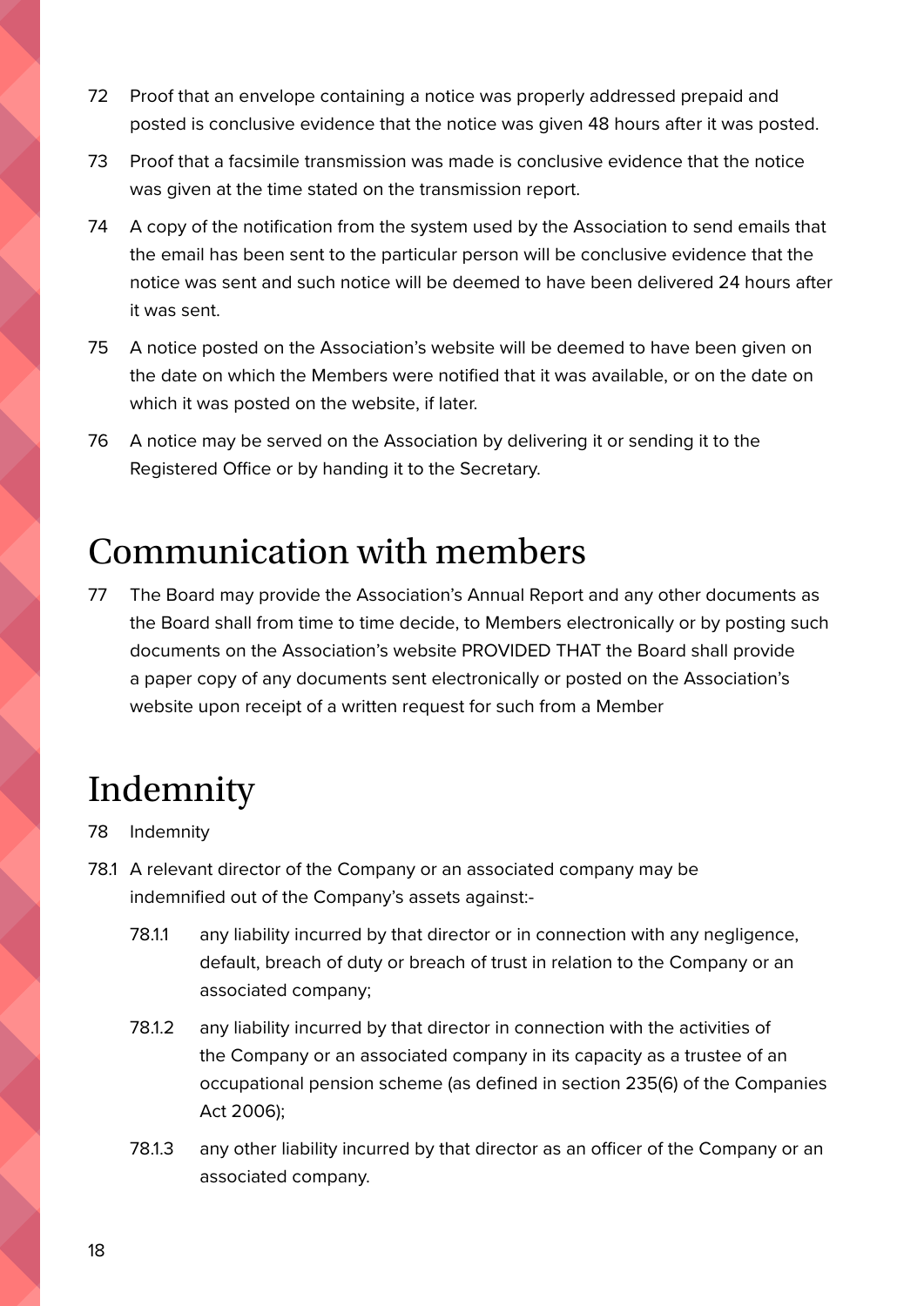72 Proof that an envelope containing a notice was properly addressed prepaid and posted is conclusive evidence that the notice was given 48 hours after it was posted.

73 Proof that a facsimile transmission was made is conclusive evidence that the notice was given at the time stated on the transmission report.

74 A copy of the notification from the system used by the Association to send emails that the email has been sent to the particular person will be conclusive evidence that the notice was sent and such notice will be deemed to have been delivered 24 hours after it was sent.

75 A notice posted on the Association's website will be deemed to have been given on the date on which the Members were notified that it was available, or on the date on which it was posted on the website, if later.

76 A notice may be served on the Association by delivering it or sending it to the Registered Office or by handing it to the Secretary.

# Communication with members

77 The Board may provide the Association's Annual Report and any other documents as the Board shall from time to time decide, to Members electronically or by posting such documents on the Association's website PROVIDED THAT the Board shall provide a paper copy of any documents sent electronically or posted on the Association's website upon receipt of a written request for such from a Member

# Indemnity

78 Indemnity

78.1 A relevant director of the Company or an associated company may be indemnified out of the Company's assets against:-

- 78.1.1 any liability incurred by that director or in connection with any negligence, default, breach of duty or breach of trust in relation to the Company or an associated company;
- 78.1.2 any liability incurred by that director in connection with the activities of the Company or an associated company in its capacity as a trustee of an occupational pension scheme (as defined in section 235(6) of the Companies Act 2006);
- 78.1.3 any other liability incurred by that director as an officer of the Company or an associated company.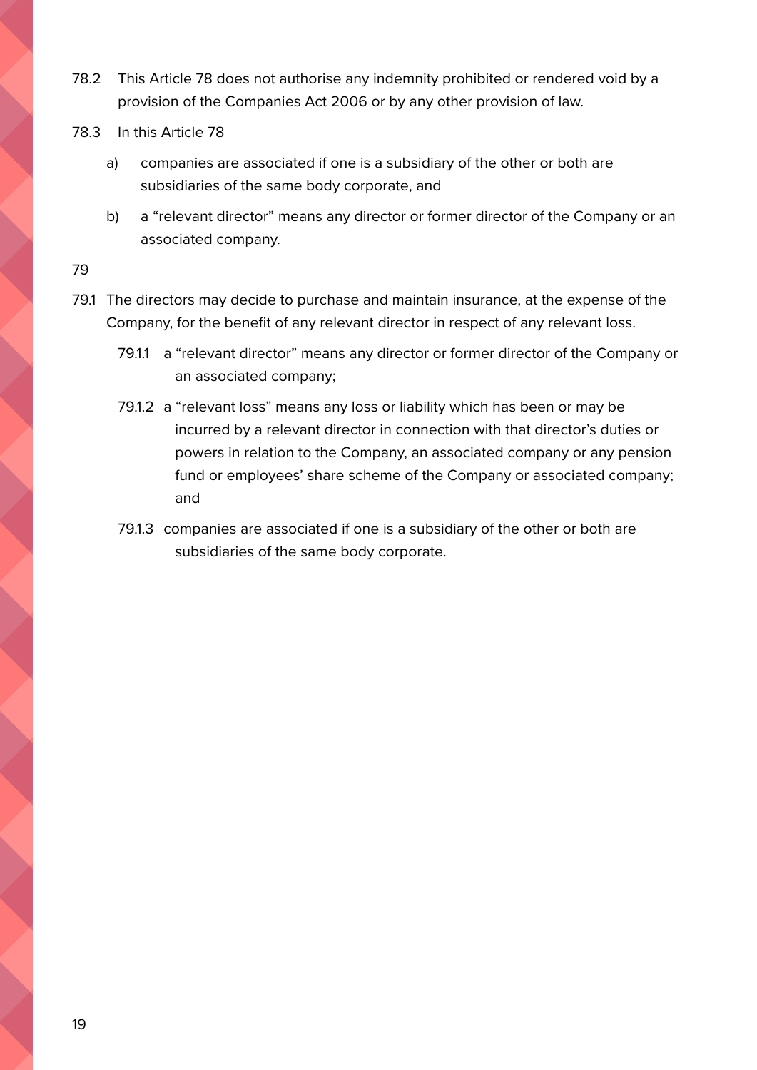78.2 This Article 78 does not authorise any indemnity prohibited or rendered void by a provision of the Companies Act 2006 or by any other provision of law.

78.3 In this Article 78

a) companies are associated if one is a subsidiary of the other or both are subsidiaries of the same body corporate, and

b) a “relevant director” means any director or former director of the Company or an associated company.

79

79.1 The directors may decide to purchase and maintain insurance, at the expense of the Company, for the benefit of any relevant director in respect of any relevant loss.

79.1.1 a “relevant director” means any director or former director of the Company or an associated company;

79.1.2 a “relevant loss” means any loss or liability which has been or may be incurred by a relevant director in connection with that director’s duties or powers in relation to the Company, an associated company or any pension fund or employees’ share scheme of the Company or associated company; and

79.1.3 companies are associated if one is a subsidiary of the other or both are subsidiaries of the same body corporate.